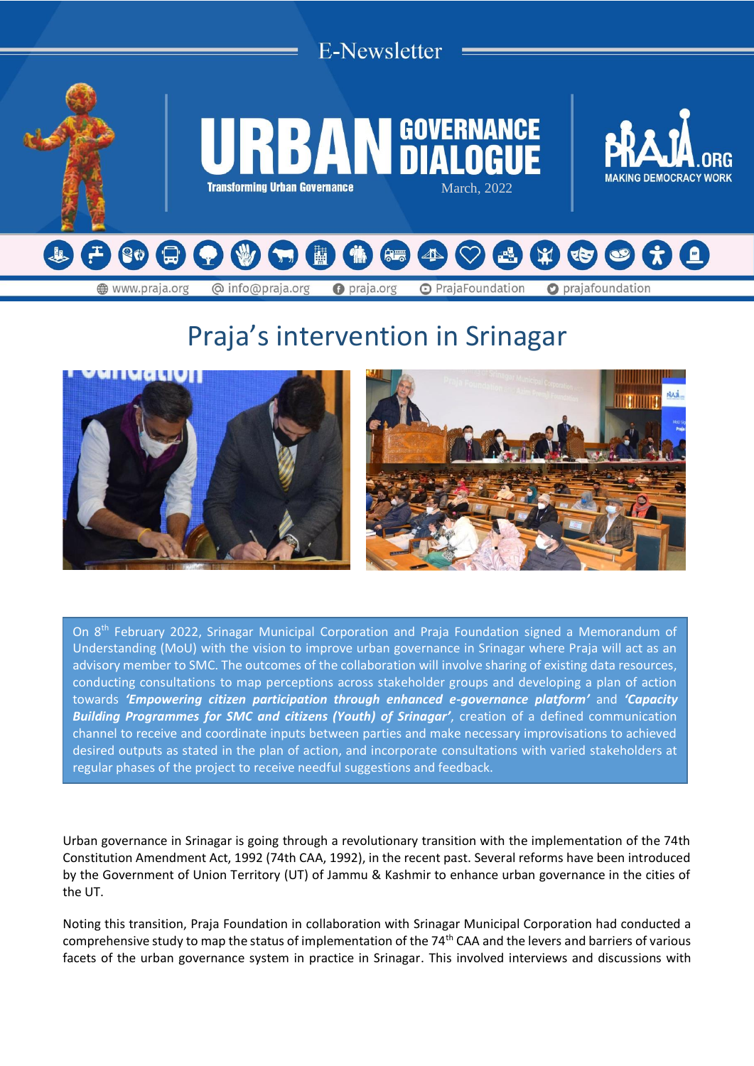E-Newsletter

# URBAN GOVERNANCE DIALOGUE

Transforming Urban Governance

March, 2022

PRAJA.ORG
MAKING DEMOCRACY WORK

www.praja.org | info@praja.org | praja.org | PrajaFoundation | prajafoundation

## Praja's intervention in Srinagar

On 8th February 2022, Srinagar Municipal Corporation and Praja Foundation signed a Memorandum of Understanding (MoU) with the vision to improve urban governance in Srinagar where Praja will act as an advisory member to SMC. The outcomes of the collaboration will involve sharing of existing data resources, conducting consultations to map perceptions across stakeholder groups and developing a plan of action towards ***'Empowering citizen participation through enhanced e-governance platform'*** and ***'Capacity Building Programmes for SMC and citizens (Youth) of Srinagar'***, creation of a defined communication channel to receive and coordinate inputs between parties and make necessary improvisations to achieved desired outputs as stated in the plan of action, and incorporate consultations with varied stakeholders at regular phases of the project to receive needful suggestions and feedback.

Urban governance in Srinagar is going through a revolutionary transition with the implementation of the 74th Constitution Amendment Act, 1992 (74th CAA, 1992), in the recent past. Several reforms have been introduced by the Government of Union Territory (UT) of Jammu & Kashmir to enhance urban governance in the cities of the UT.

Noting this transition, Praja Foundation in collaboration with Srinagar Municipal Corporation had conducted a comprehensive study to map the status of implementation of the 74th CAA and the levers and barriers of various facets of the urban governance system in practice in Srinagar. This involved interviews and discussions with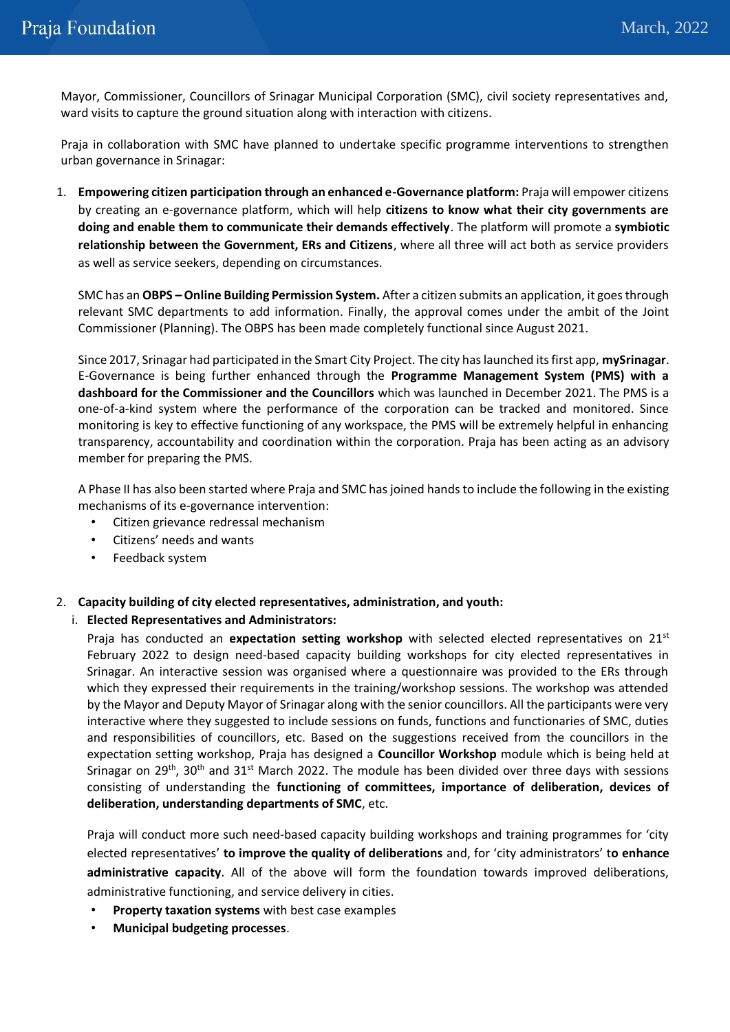Mayor, Commissioner, Councillors of Srinagar Municipal Corporation (SMC), civil society representatives and, ward visits to capture the ground situation along with interaction with citizens.

Praja in collaboration with SMC have planned to undertake specific programme interventions to strengthen urban governance in Srinagar:

1. **Empowering citizen participation through an enhanced e-Governance platform:** Praja will empower citizens by creating an e-governance platform, which will help **citizens to know what their city governments are doing and enable them to communicate their demands effectively**. The platform will promote a **symbiotic relationship between the Government, ERs and Citizens**, where all three will act both as service providers as well as service seekers, depending on circumstances.

   SMC has an **OBPS – Online Building Permission System.** After a citizen submits an application, it goes through relevant SMC departments to add information. Finally, the approval comes under the ambit of the Joint Commissioner (Planning). The OBPS has been made completely functional since August 2021.

   Since 2017, Srinagar had participated in the Smart City Project. The city has launched its first app, **mySrinagar**. E-Governance is being further enhanced through the **Programme Management System (PMS) with a dashboard for the Commissioner and the Councillors** which was launched in December 2021. The PMS is a one-of-a-kind system where the performance of the corporation can be tracked and monitored. Since monitoring is key to effective functioning of any workspace, the PMS will be extremely helpful in enhancing transparency, accountability and coordination within the corporation. Praja has been acting as an advisory member for preparing the PMS.

   A Phase II has also been started where Praja and SMC has joined hands to include the following in the existing mechanisms of its e-governance intervention:
   - Citizen grievance redressal mechanism
   - Citizens' needs and wants
   - Feedback system

2. **Capacity building of city elected representatives, administration, and youth:**

   i. **Elected Representatives and Administrators:**

   Praja has conducted an **expectation setting workshop** with selected elected representatives on 21st February 2022 to design need-based capacity building workshops for city elected representatives in Srinagar. An interactive session was organised where a questionnaire was provided to the ERs through which they expressed their requirements in the training/workshop sessions. The workshop was attended by the Mayor and Deputy Mayor of Srinagar along with the senior councillors. All the participants were very interactive where they suggested to include sessions on funds, functions and functionaries of SMC, duties and responsibilities of councillors, etc. Based on the suggestions received from the councillors in the expectation setting workshop, Praja has designed a **Councillor Workshop** module which is being held at Srinagar on 29th, 30th and 31st March 2022. The module has been divided over three days with sessions consisting of understanding the **functioning of committees, importance of deliberation, devices of deliberation, understanding departments of SMC**, etc.

   Praja will conduct more such need-based capacity building workshops and training programmes for 'city elected representatives' **to improve the quality of deliberations** and, for 'city administrators' t**o enhance administrative capacity**. All of the above will form the foundation towards improved deliberations, administrative functioning, and service delivery in cities.

   - **Property taxation systems** with best case examples
   - **Municipal budgeting processes**.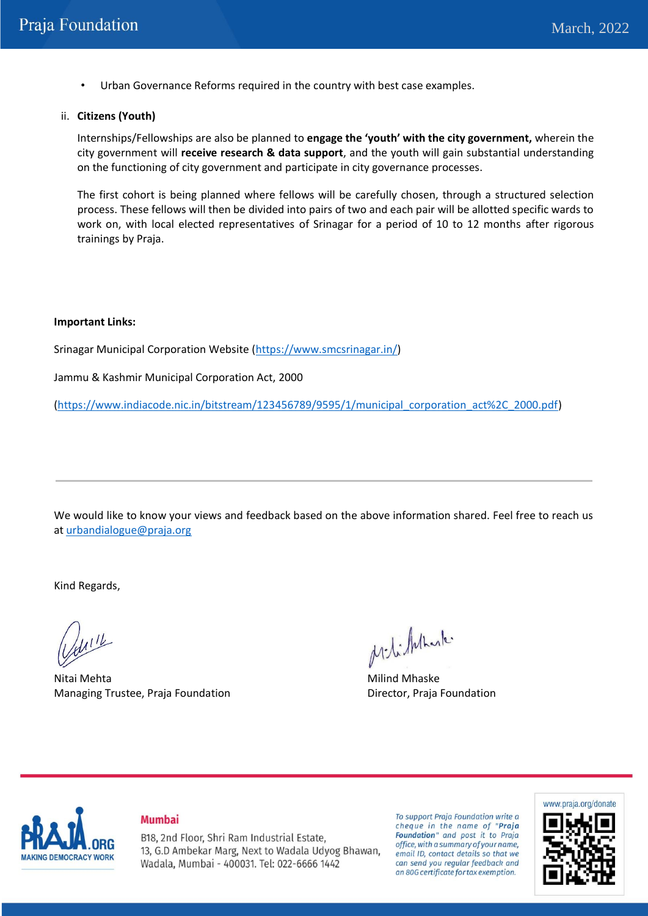- Urban Governance Reforms required in the country with best case examples.

ii. **Citizens (Youth)**

Internships/Fellowships are also be planned to **engage the 'youth' with the city government,** wherein the city government will **receive research & data support**, and the youth will gain substantial understanding on the functioning of city government and participate in city governance processes.

The first cohort is being planned where fellows will be carefully chosen, through a structured selection process. These fellows will then be divided into pairs of two and each pair will be allotted specific wards to work on, with local elected representatives of Srinagar for a period of 10 to 12 months after rigorous trainings by Praja.

**Important Links:**

Srinagar Municipal Corporation Website (https://www.smcsrinagar.in/)

Jammu & Kashmir Municipal Corporation Act, 2000

(https://www.indiacode.nic.in/bitstream/123456789/9595/1/municipal_corporation_act%2C_2000.pdf)

---

We would like to know your views and feedback based on the above information shared. Feel free to reach us at urbandialogue@praja.org

Kind Regards,

Nitai Mehta
Managing Trustee, Praja Foundation

Milind Mhaske
Director, Praja Foundation

PRAJA.ORG
MAKING DEMOCRACY WORK

**Mumbai**

B18, 2nd Floor, Shri Ram Industrial Estate,
13, G.D Ambekar Marg, Next to Wadala Udyog Bhawan,
Wadala, Mumbai - 400031. Tel: 022-6666 1442

*To support Praja Foundation write a cheque in the name of "**Praja Foundation**" and post it to Praja office, with a summary of your name, email ID, contact details so that we can send you regular feedback and an 80G certificate for tax exemption.*

www.praja.org/donate